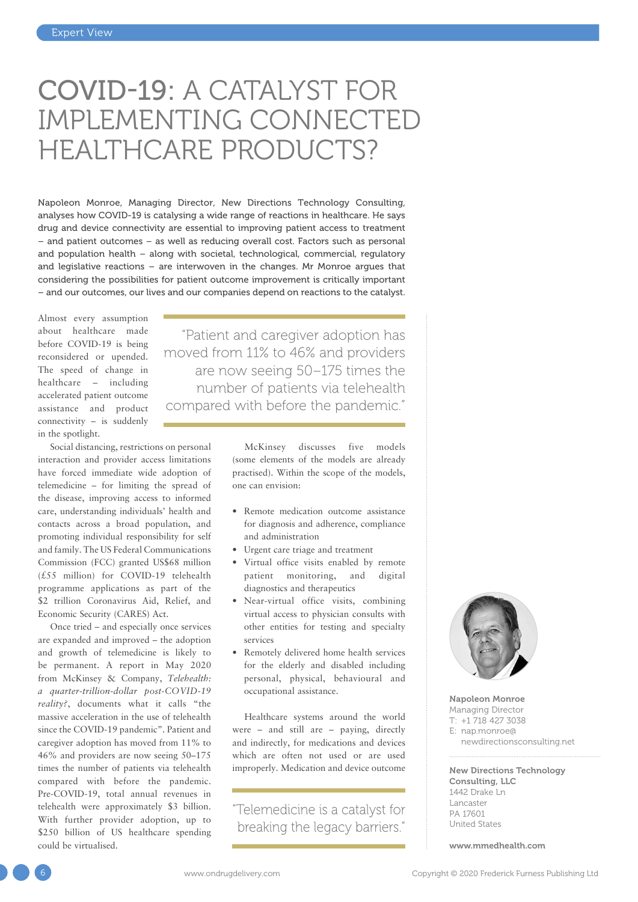Expert View

# COVID-19: A CATALYST FOR IMPLEMENTING CONNECTED HEALTHCARE PRODUCTS?

Napoleon Monroe, Managing Director, New Directions Technology Consulting, analyses how COVID-19 is catalysing a wide range of reactions in healthcare. He says drug and device connectivity are essential to improving patient access to treatment – and patient outcomes – as well as reducing overall cost. Factors such as personal and population health – along with societal, technological, commercial, regulatory and legislative reactions – are interwoven in the changes. Mr Monroe argues that considering the possibilities for patient outcome improvement is critically important – and our outcomes, our lives and our companies depend on reactions to the catalyst.

Almost every assumption about healthcare made before COVID-19 is being reconsidered or upended. The speed of change in healthcare – including accelerated patient outcome assistance and product connectivity – is suddenly in the spotlight.

> "Patient and caregiver adoption has moved from 11% to 46% and providers are now seeing 50–175 times the number of patients via telehealth compared with before the pandemic."

Social distancing, restrictions on personal interaction and provider access limitations have forced immediate wide adoption of telemedicine – for limiting the spread of the disease, improving access to informed care, understanding individuals' health and contacts across a broad population, and promoting individual responsibility for self and family. The US Federal Communications Commission (FCC) granted US$68 million (£55 million) for COVID-19 telehealth programme applications as part of the $2 trillion Coronavirus Aid, Relief, and Economic Security (CARES) Act.

Once tried – and especially once services are expanded and improved – the adoption and growth of telemedicine is likely to be permanent. A report in May 2020 from McKinsey & Company, *Telehealth: a quarter-trillion-dollar post-COVID-19 reality?*, documents what it calls "the massive acceleration in the use of telehealth since the COVID-19 pandemic". Patient and caregiver adoption has moved from 11% to 46% and providers are now seeing 50–175 times the number of patients via telehealth compared with before the pandemic. Pre-COVID-19, total annual revenues in telehealth were approximately $3 billion. With further provider adoption, up to $250 billion of US healthcare spending could be virtualised.

McKinsey discusses five models (some elements of the models are already practised). Within the scope of the models, one can envision:

- Remote medication outcome assistance for diagnosis and adherence, compliance and administration
- Urgent care triage and treatment
- Virtual office visits enabled by remote patient monitoring, and digital diagnostics and therapeutics
- Near-virtual office visits, combining virtual access to physician consults with other entities for testing and specialty services
- Remotely delivered home health services for the elderly and disabled including personal, physical, behavioural and occupational assistance.

Healthcare systems around the world were – and still are – paying, directly and indirectly, for medications and devices which are often not used or are used improperly. Medication and device outcome

> "Telemedicine is a catalyst for breaking the legacy barriers."

**Napoleon Monroe**
Managing Director
T: +1 718 427 3038
E: nap.monroe@newdirectionsconsulting.net

**New Directions Technology Consulting, LLC**
1442 Drake Ln
Lancaster
PA 17601
United States

**www.mmedhealth.com**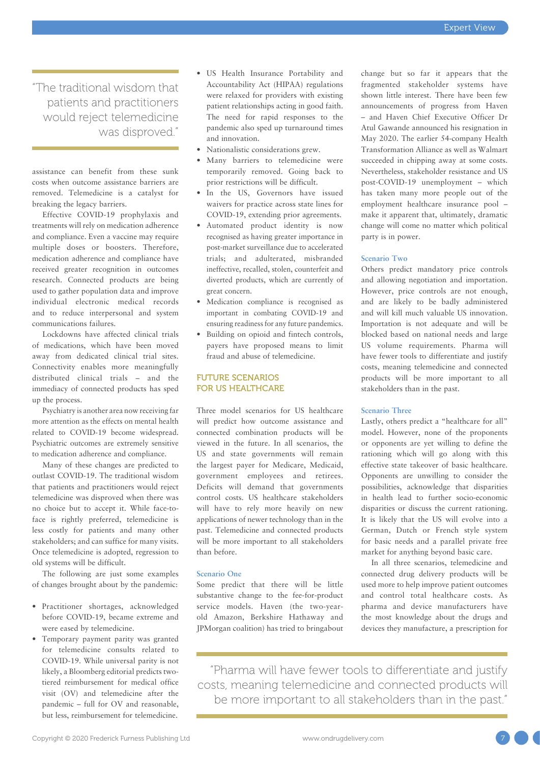> "The traditional wisdom that patients and practitioners would reject telemedicine was disproved."

assistance can benefit from these sunk costs when outcome assistance barriers are removed. Telemedicine is a catalyst for breaking the legacy barriers.

Effective COVID-19 prophylaxis and treatments will rely on medication adherence and compliance. Even a vaccine may require multiple doses or boosters. Therefore, medication adherence and compliance have received greater recognition in outcomes research. Connected products are being used to gather population data and improve individual electronic medical records and to reduce interpersonal and system communications failures.

Lockdowns have affected clinical trials of medications, which have been moved away from dedicated clinical trial sites. Connectivity enables more meaningfully distributed clinical trials – and the immediacy of connected products has sped up the process.

Psychiatry is another area now receiving far more attention as the effects on mental health related to COVID-19 become widespread. Psychiatric outcomes are extremely sensitive to medication adherence and compliance.

Many of these changes are predicted to outlast COVID-19. The traditional wisdom that patients and practitioners would reject telemedicine was disproved when there was no choice but to accept it. While face-to-face is rightly preferred, telemedicine is less costly for patients and many other stakeholders; and can suffice for many visits. Once telemedicine is adopted, regression to old systems will be difficult.

The following are just some examples of changes brought about by the pandemic:

- Practitioner shortages, acknowledged before COVID-19, became extreme and were eased by telemedicine.
- Temporary payment parity was granted for telemedicine consults related to COVID-19. While universal parity is not likely, a Bloomberg editorial predicts two-tiered reimbursement for medical office visit (OV) and telemedicine after the pandemic – full for OV and reasonable, but less, reimbursement for telemedicine.
- US Health Insurance Portability and Accountability Act (HIPAA) regulations were relaxed for providers with existing patient relationships acting in good faith. The need for rapid responses to the pandemic also sped up turnaround times and innovation.
- Nationalistic considerations grew.
- Many barriers to telemedicine were temporarily removed. Going back to prior restrictions will be difficult.
- In the US, Governors have issued waivers for practice across state lines for COVID-19, extending prior agreements.
- Automated product identity is now recognised as having greater importance in post-market surveillance due to accelerated trials; and adulterated, misbranded ineffective, recalled, stolen, counterfeit and diverted products, which are currently of great concern.
- Medication compliance is recognised as important in combating COVID-19 and ensuring readiness for any future pandemics.
- Building on opioid and fintech controls, payers have proposed means to limit fraud and abuse of telemedicine.

## FUTURE SCENARIOS FOR US HEALTHCARE

Three model scenarios for US healthcare will predict how outcome assistance and connected combination products will be viewed in the future. In all scenarios, the US and state governments will remain the largest payer for Medicare, Medicaid, government employees and retirees. Deficits will demand that governments control costs. US healthcare stakeholders will have to rely more heavily on new applications of newer technology than in the past. Telemedicine and connected products will be more important to all stakeholders than before.

### Scenario One

Some predict that there will be little substantive change to the fee-for-product service models. Haven (the two-year-old Amazon, Berkshire Hathaway and JPMorgan coalition) has tried to bringabout change but so far it appears that the fragmented stakeholder systems have shown little interest. There have been few announcements of progress from Haven – and Haven Chief Executive Officer Dr Atul Gawande announced his resignation in May 2020. The earlier 54-company Health Transformation Alliance as well as Walmart succeeded in chipping away at some costs. Nevertheless, stakeholder resistance and US post-COVID-19 unemployment – which has taken many more people out of the employment healthcare insurance pool – make it apparent that, ultimately, dramatic change will come no matter which political party is in power.

### Scenario Two

Others predict mandatory price controls and allowing negotiation and importation. However, price controls are not enough, and are likely to be badly administered and will kill much valuable US innovation. Importation is not adequate and will be blocked based on national needs and large US volume requirements. Pharma will have fewer tools to differentiate and justify costs, meaning telemedicine and connected products will be more important to all stakeholders than in the past.

### Scenario Three

Lastly, others predict a "healthcare for all" model. However, none of the proponents or opponents are yet willing to define the rationing which will go along with this effective state takeover of basic healthcare. Opponents are unwilling to consider the possibilities, acknowledge that disparities in health lead to further socio-economic disparities or discuss the current rationing. It is likely that the US will evolve into a German, Dutch or French style system for basic needs and a parallel private free market for anything beyond basic care.

In all three scenarios, telemedicine and connected drug delivery products will be used more to help improve patient outcomes and control total healthcare costs. As pharma and device manufacturers have the most knowledge about the drugs and devices they manufacture, a prescription for

> "Pharma will have fewer tools to differentiate and justify costs, meaning telemedicine and connected products will be more important to all stakeholders than in the past."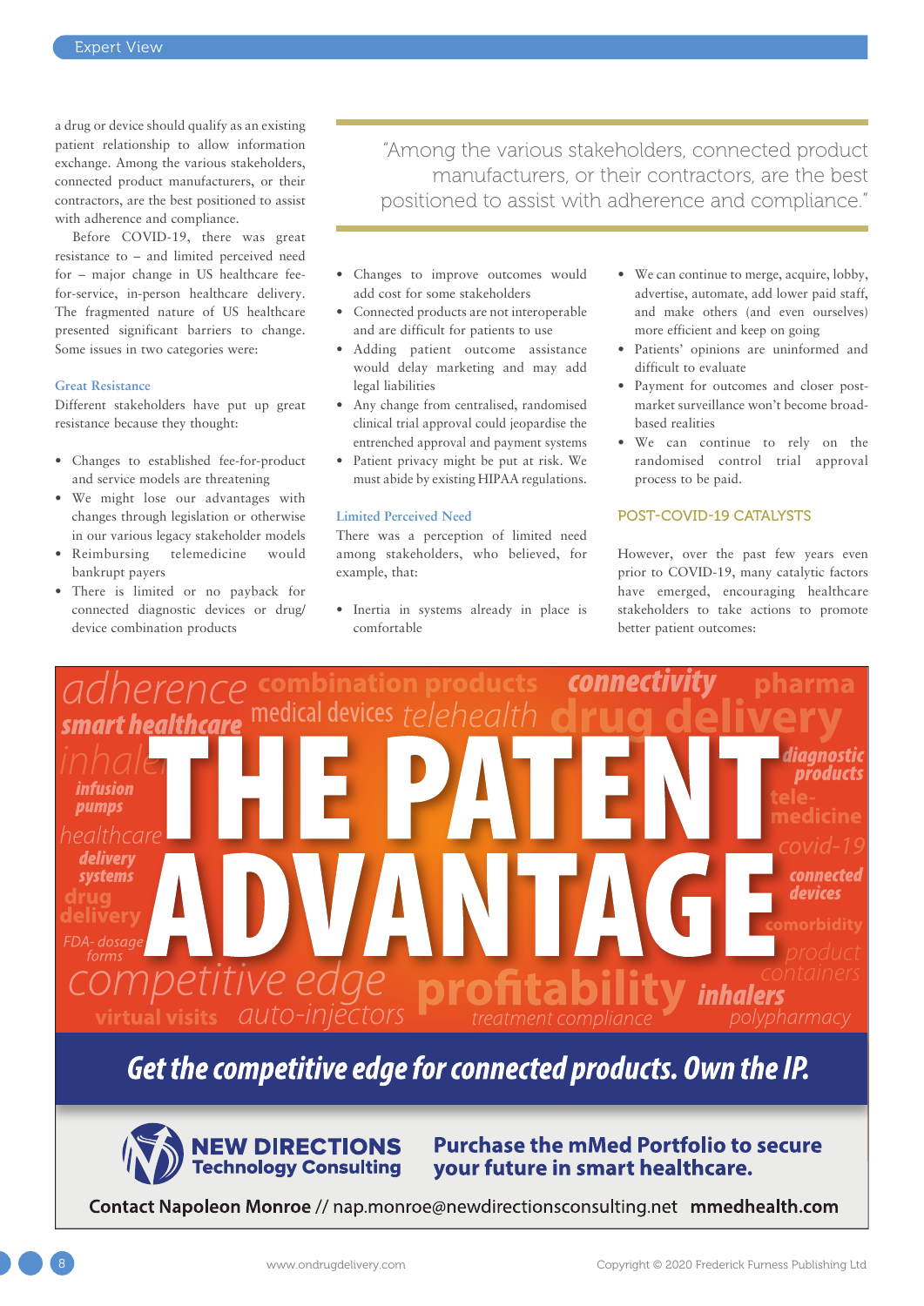a drug or device should qualify as an existing patient relationship to allow information exchange. Among the various stakeholders, connected product manufacturers, or their contractors, are the best positioned to assist with adherence and compliance.

Before COVID-19, there was great resistance to – and limited perceived need for – major change in US healthcare fee-for-service, in-person healthcare delivery. The fragmented nature of US healthcare presented significant barriers to change. Some issues in two categories were:

### Great Resistance

Different stakeholders have put up great resistance because they thought:

- Changes to established fee-for-product and service models are threatening
- We might lose our advantages with changes through legislation or otherwise in our various legacy stakeholder models
- Reimbursing telemedicine would bankrupt payers
- There is limited or no payback for connected diagnostic devices or drug/device combination products
- Changes to improve outcomes would add cost for some stakeholders
- Connected products are not interoperable and are difficult for patients to use
- Adding patient outcome assistance would delay marketing and may add legal liabilities
- Any change from centralised, randomised clinical trial approval could jeopardise the entrenched approval and payment systems
- Patient privacy might be put at risk. We must abide by existing HIPAA regulations.

> "Among the various stakeholders, connected product manufacturers, or their contractors, are the best positioned to assist with adherence and compliance."

### Limited Perceived Need

There was a perception of limited need among stakeholders, who believed, for example, that:

- Inertia in systems already in place is comfortable
- We can continue to merge, acquire, lobby, advertise, automate, add lower paid staff, and make others (and even ourselves) more efficient and keep on going
- Patients' opinions are uninformed and difficult to evaluate
- Payment for outcomes and closer post-market surveillance won't become broad-based realities
- We can continue to rely on the randomised control trial approval process to be paid.

## POST-COVID-19 CATALYSTS

However, over the past few years even prior to COVID-19, many catalytic factors have emerged, encouraging healthcare stakeholders to take actions to promote better patient outcomes:

# THE PATENT ADVANTAGE

adherence · combination products · connectivity · pharma · smart healthcare · medical devices · telehealth · drug delivery · inhaler · diagnostic products · infusion pumps · tele-medicine · healthcare · covid-19 · delivery systems · connected devices · drug delivery · comorbidity · FDA-dosage forms · product containers · competitive edge · profitability · inhalers · virtual visits · auto-injectors · treatment compliance · polypharmacy

**Get the competitive edge for connected products. Own the IP.**

**NEW DIRECTIONS Technology Consulting**

**Purchase the mMed Portfolio to secure your future in smart healthcare.**

**Contact Napoleon Monroe** // nap.monroe@newdirectionsconsulting.net **mmedhealth.com**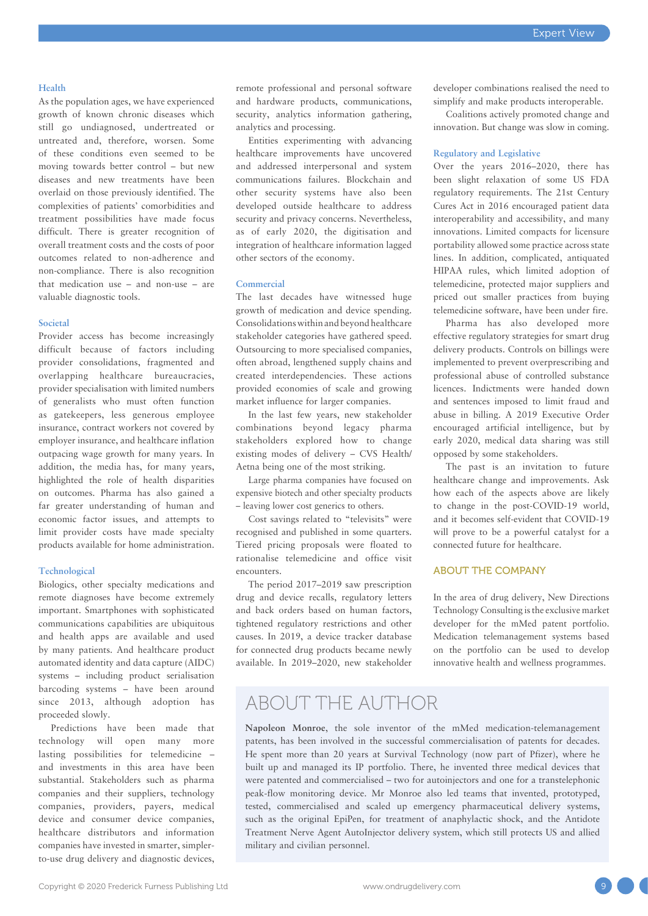## Health

As the population ages, we have experienced growth of known chronic diseases which still go undiagnosed, undertreated or untreated and, therefore, worsen. Some of these conditions even seemed to be moving towards better control – but new diseases and new treatments have been overlaid on those previously identified. The complexities of patients' comorbidities and treatment possibilities have made focus difficult. There is greater recognition of overall treatment costs and the costs of poor outcomes related to non-adherence and non-compliance. There is also recognition that medication use – and non-use – are valuable diagnostic tools.

## Societal

Provider access has become increasingly difficult because of factors including provider consolidations, fragmented and overlapping healthcare bureaucracies, provider specialisation with limited numbers of generalists who must often function as gatekeepers, less generous employee insurance, contract workers not covered by employer insurance, and healthcare inflation outpacing wage growth for many years. In addition, the media has, for many years, highlighted the role of health disparities on outcomes. Pharma has also gained a far greater understanding of human and economic factor issues, and attempts to limit provider costs have made specialty products available for home administration.

## Technological

Biologics, other specialty medications and remote diagnoses have become extremely important. Smartphones with sophisticated communications capabilities are ubiquitous and health apps are available and used by many patients. And healthcare product automated identity and data capture (AIDC) systems – including product serialisation barcoding systems – have been around since 2013, although adoption has proceeded slowly.

Predictions have been made that technology will open many more lasting possibilities for telemedicine – and investments in this area have been substantial. Stakeholders such as pharma companies and their suppliers, technology companies, providers, payers, medical device and consumer device companies, healthcare distributors and information companies have invested in smarter, simpler-to-use drug delivery and diagnostic devices, remote professional and personal software and hardware products, communications, security, analytics information gathering, analytics and processing.

Entities experimenting with advancing healthcare improvements have uncovered and addressed interpersonal and system communications failures. Blockchain and other security systems have also been developed outside healthcare to address security and privacy concerns. Nevertheless, as of early 2020, the digitisation and integration of healthcare information lagged other sectors of the economy.

## Commercial

The last decades have witnessed huge growth of medication and device spending. Consolidations within and beyond healthcare stakeholder categories have gathered speed. Outsourcing to more specialised companies, often abroad, lengthened supply chains and created interdependencies. These actions provided economies of scale and growing market influence for larger companies.

In the last few years, new stakeholder combinations beyond legacy pharma stakeholders explored how to change existing modes of delivery – CVS Health/Aetna being one of the most striking.

Large pharma companies have focused on expensive biotech and other specialty products – leaving lower cost generics to others.

Cost savings related to "televisits" were recognised and published in some quarters. Tiered pricing proposals were floated to rationalise telemedicine and office visit encounters.

The period 2017–2019 saw prescription drug and device recalls, regulatory letters and back orders based on human factors, tightened regulatory restrictions and other causes. In 2019, a device tracker database for connected drug products became newly available. In 2019–2020, new stakeholder developer combinations realised the need to simplify and make products interoperable.

Coalitions actively promoted change and innovation. But change was slow in coming.

## Regulatory and Legislative

Over the years 2016–2020, there has been slight relaxation of some US FDA regulatory requirements. The 21st Century Cures Act in 2016 encouraged patient data interoperability and accessibility, and many innovations. Limited compacts for licensure portability allowed some practice across state lines. In addition, complicated, antiquated HIPAA rules, which limited adoption of telemedicine, protected major suppliers and priced out smaller practices from buying telemedicine software, have been under fire.

Pharma has also developed more effective regulatory strategies for smart drug delivery products. Controls on billings were implemented to prevent overprescribing and professional abuse of controlled substance licences. Indictments were handed down and sentences imposed to limit fraud and abuse in billing. A 2019 Executive Order encouraged artificial intelligence, but by early 2020, medical data sharing was still opposed by some stakeholders.

The past is an invitation to future healthcare change and improvements. Ask how each of the aspects above are likely to change in the post-COVID-19 world, and it becomes self-evident that COVID-19 will prove to be a powerful catalyst for a connected future for healthcare.

## ABOUT THE COMPANY

In the area of drug delivery, New Directions Technology Consulting is the exclusive market developer for the mMed patent portfolio. Medication telemanagement systems based on the portfolio can be used to develop innovative health and wellness programmes.

## ABOUT THE AUTHOR

**Napoleon Monroe**, the sole inventor of the mMed medication-telemanagement patents, has been involved in the successful commercialisation of patents for decades. He spent more than 20 years at Survival Technology (now part of Pfizer), where he built up and managed its IP portfolio. There, he invented three medical devices that were patented and commercialised – two for autoinjectors and one for a transtelephonic peak-flow monitoring device. Mr Monroe also led teams that invented, prototyped, tested, commercialised and scaled up emergency pharmaceutical delivery systems, such as the original EpiPen, for treatment of anaphylactic shock, and the Antidote Treatment Nerve Agent AutoInjector delivery system, which still protects US and allied military and civilian personnel.